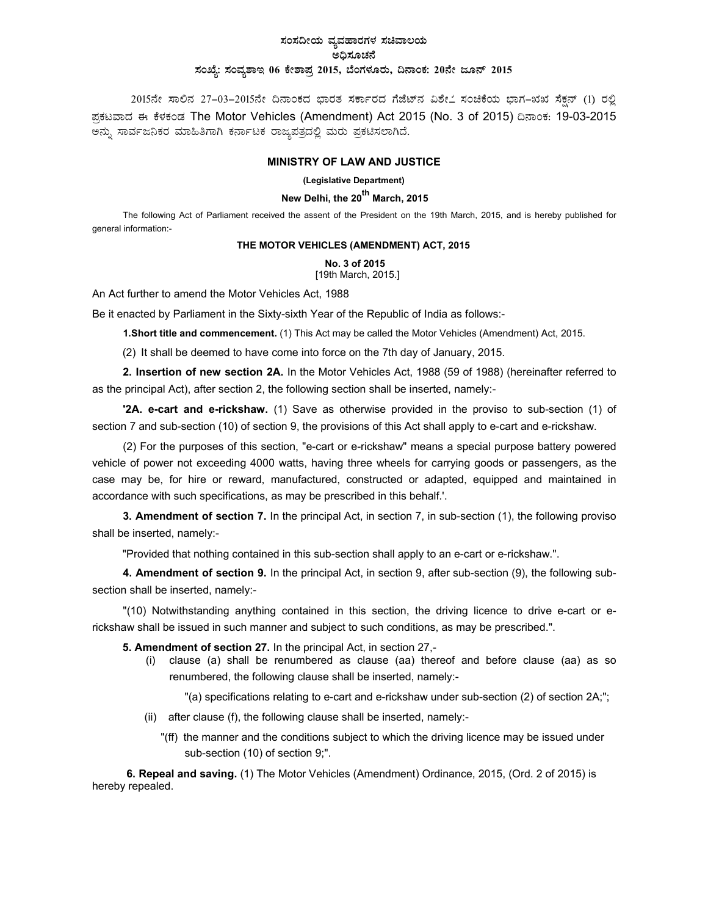**ಸಂಸದೀಯ ವ್ಯವಹಾರಗಳ ಸಚಿವಾಲಯ**

**ಅಧಿಸೂಚನೆ**

**ಸಂಖ್ಯೆ: ಸಂವ್ಯಶಾಇ 06 ಕೇಶಾಪ್ರ 2015, ಬೆಂಗಳೂರು, ದಿನಾಂಕ: 20ನೇ ಜೂನ್ 2015**

2015ನೇ ಸಾಲಿನ 27-03-2015ನೇ ದಿನಾಂಕದ ಭಾರತ ಸರ್ಕಾರದ ಗೆಜೆಟ್‌ನ ವಿಶೇಷ ಸಂಚಿಕೆಯ ಭಾಗ-II ಸೆಕ್ಷನ್ (1) ರಲ್ಲಿ ಪ್ರಕಟವಾದ ಈ ಕೆಳಕಂಡ The Motor Vehicles (Amendment) Act 2015 (No. 3 of 2015) ದಿನಾಂಕ: 19-03-2015 ಅನ್ನು ಸಾರ್ವಜನಿಕರ ಮಾಹಿತಿಗಾಗಿ ಕರ್ನಾಟಕ ರಾಜ್ಯಪತ್ರದಲ್ಲಿ ಮರು ಪ್ರಕಟಿಸಲಾಗಿದೆ.

**MINISTRY OF LAW AND JUSTICE**

**(Legislative Department)**

**New Delhi, the 20th March, 2015**

The following Act of Parliament received the assent of the President on the 19th March, 2015, and is hereby published for general information:-

**THE MOTOR VEHICLES (AMENDMENT) ACT, 2015**

**No. 3 of 2015**
[19th March, 2015.]

An Act further to amend the Motor Vehicles Act, 1988

Be it enacted by Parliament in the Sixty-sixth Year of the Republic of India as follows:-

**1. Short title and commencement.** (1) This Act may be called the Motor Vehicles (Amendment) Act, 2015.

(2) It shall be deemed to have come into force on the 7th day of January, 2015.

**2. Insertion of new section 2A.** In the Motor Vehicles Act, 1988 (59 of 1988) (hereinafter referred to as the principal Act), after section 2, the following section shall be inserted, namely:-

**'2A. e-cart and e-rickshaw.** (1) Save as otherwise provided in the proviso to sub-section (1) of section 7 and sub-section (10) of section 9, the provisions of this Act shall apply to e-cart and e-rickshaw.

(2) For the purposes of this section, "e-cart or e-rickshaw" means a special purpose battery powered vehicle of power not exceeding 4000 watts, having three wheels for carrying goods or passengers, as the case may be, for hire or reward, manufactured, constructed or adapted, equipped and maintained in accordance with such specifications, as may be prescribed in this behalf.'.

**3. Amendment of section 7.** In the principal Act, in section 7, in sub-section (1), the following proviso shall be inserted, namely:-

"Provided that nothing contained in this sub-section shall apply to an e-cart or e-rickshaw.".

**4. Amendment of section 9.** In the principal Act, in section 9, after sub-section (9), the following sub-section shall be inserted, namely:-

"(10) Notwithstanding anything contained in this section, the driving licence to drive e-cart or e-rickshaw shall be issued in such manner and subject to such conditions, as may be prescribed.".

**5. Amendment of section 27.** In the principal Act, in section 27,-

(i) clause (a) shall be renumbered as clause (aa) thereof and before clause (aa) as so renumbered, the following clause shall be inserted, namely:-

"(a) specifications relating to e-cart and e-rickshaw under sub-section (2) of section 2A;";

(ii) after clause (f), the following clause shall be inserted, namely:-

"(ff) the manner and the conditions subject to which the driving licence may be issued under sub-section (10) of section 9;".

**6. Repeal and saving.** (1) The Motor Vehicles (Amendment) Ordinance, 2015, (Ord. 2 of 2015) is hereby repealed.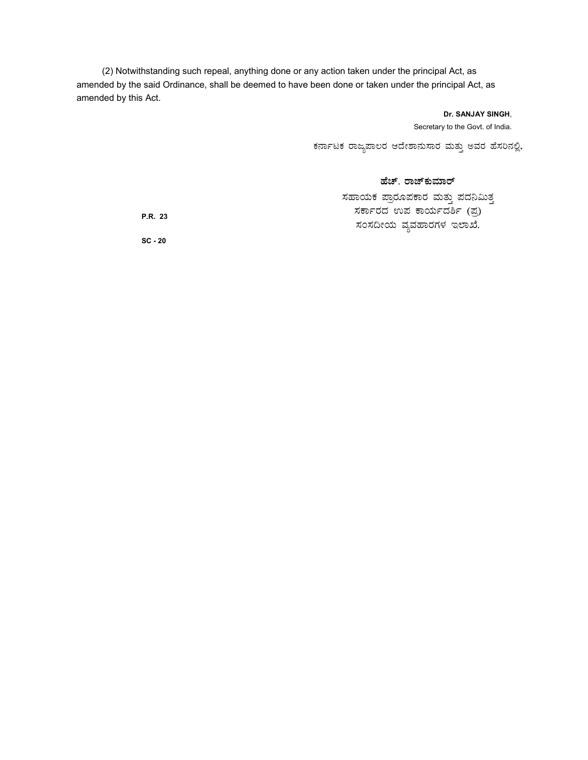(2) Notwithstanding such repeal, anything done or any action taken under the principal Act, as amended by the said Ordinance, shall be deemed to have been done or taken under the principal Act, as amended by this Act.

**Dr. SANJAY SINGH**,
Secretary to the Govt. of India.

ಕರ್ನಾಟಕ ರಾಜ್ಯಪಾಲರ ಆದೇಶಾನುಸಾರ ಮತ್ತು ಅವರ ಹೆಸರಿನಲ್ಲಿ,

**ಹೆಚ್. ರಾಜ್‌ಕುಮಾರ್**
ಸಹಾಯಕ ಪ್ರಾರೂಪಕಾರ ಮತ್ತು ಪದನಿಮಿತ್ತ
ಸರ್ಕಾರದ ಉಪ ಕಾರ್ಯದರ್ಶಿ (ಪ್ರ)
ಸಂಸದೀಯ ವ್ಯವಹಾರಗಳ ಇಲಾಖೆ.

**P.R. 23**

**SC - 20**